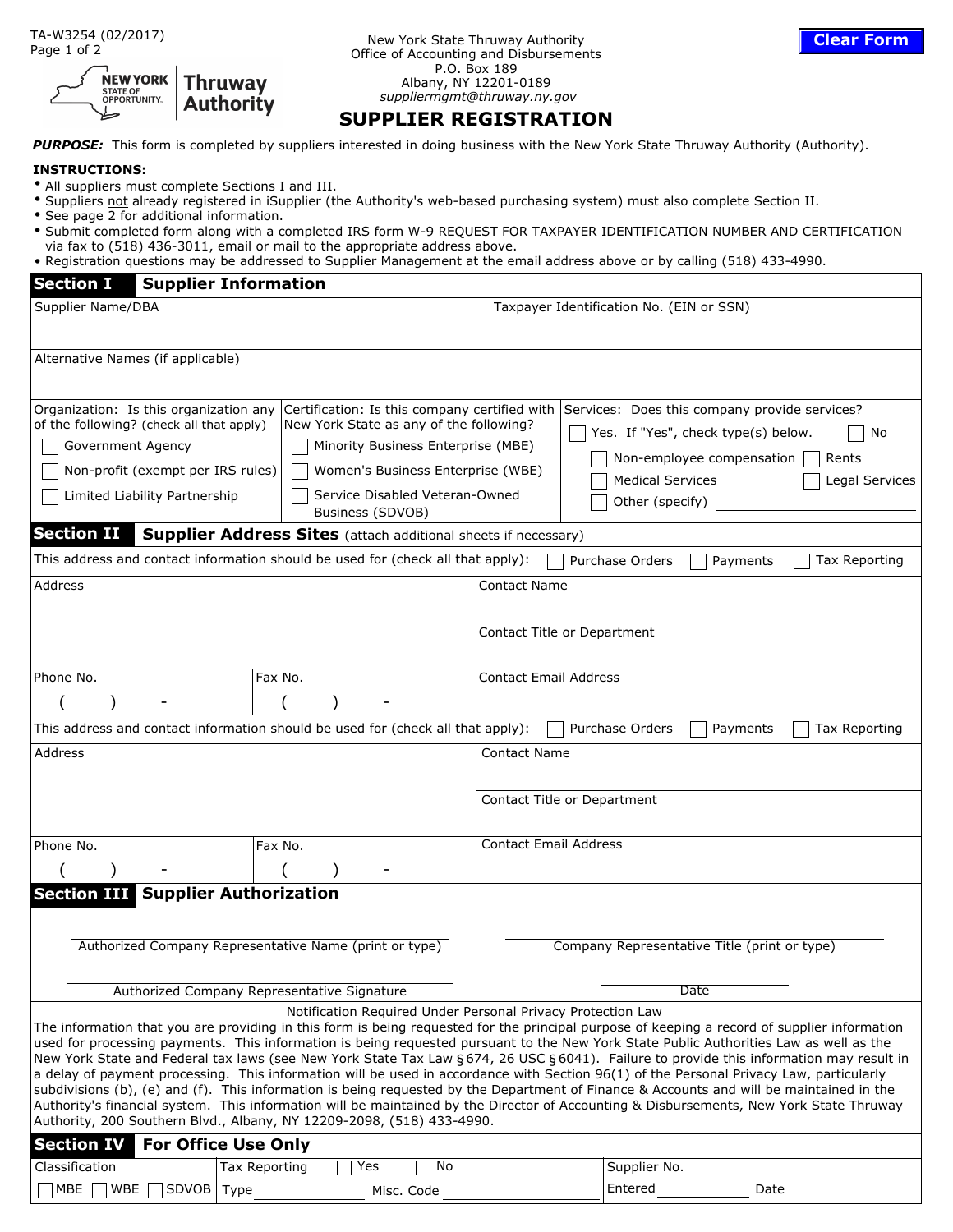TA-W3254 (02/2017)

New York State Thruway Authority
Office of Accounting and Disbursements
P.O. Box 189
Albany, NY 12201-0189
*suppliermgmt@thruway.ny.gov*

Clear Form

# SUPPLIER REGISTRATION

***PURPOSE:*** This form is completed by suppliers interested in doing business with the New York State Thruway Authority (Authority).

**INSTRUCTIONS:**

- All suppliers must complete Sections I and III.
- Suppliers not already registered in iSupplier (the Authority's web-based purchasing system) must also complete Section II.
- See page 2 for additional information.
- Submit completed form along with a completed IRS form W-9 REQUEST FOR TAXPAYER IDENTIFICATION NUMBER AND CERTIFICATION via fax to (518) 436-3011, email or mail to the appropriate address above.
- Registration questions may be addressed to Supplier Management at the email address above or by calling (518) 433-4990.

## Section I Supplier Information

| Supplier Name/DBA | Taxpayer Identification No. (EIN or SSN) |
|---|---|
| | |

Alternative Names (if applicable)

| Organization: Is this organization any of the following? (check all that apply) | Certification: Is this company certified with New York State as any of the following? | Services: Does this company provide services? |
|---|---|---|
| ☐ Government Agency | ☐ Minority Business Enterprise (MBE) | ☐ Yes. If "Yes", check type(s) below. ☐ No |
| ☐ Non-profit (exempt per IRS rules) | ☐ Women's Business Enterprise (WBE) | ☐ Non-employee compensation ☐ Rents |
| ☐ Limited Liability Partnership | ☐ Service Disabled Veteran-Owned Business (SDVOB) | ☐ Medical Services ☐ Legal Services |
| | | ☐ Other (specify) ________ |

## Section II Supplier Address Sites (attach additional sheets if necessary)

This address and contact information should be used for (check all that apply): ☐ Purchase Orders ☐ Payments ☐ Tax Reporting

| Address | | Contact Name |
|---|---|---|
| | | Contact Title or Department |
| Phone No. ( ) - | Fax No. ( ) - | Contact Email Address |

This address and contact information should be used for (check all that apply): ☐ Purchase Orders ☐ Payments ☐ Tax Reporting

| Address | | Contact Name |
|---|---|---|
| | | Contact Title or Department |
| Phone No. ( ) - | Fax No. ( ) - | Contact Email Address |

## Section III Supplier Authorization

| | |
|---|---|
| Authorized Company Representative Name (print or type) | Company Representative Title (print or type) |
| Authorized Company Representative Signature | Date |

Notification Required Under Personal Privacy Protection Law

The information that you are providing in this form is being requested for the principal purpose of keeping a record of supplier information used for processing payments. This information is being requested pursuant to the New York State Public Authorities Law as well as the New York State and Federal tax laws (see New York State Tax Law § 674, 26 USC § 6041). Failure to provide this information may result in a delay of payment processing. This information will be used in accordance with Section 96(1) of the Personal Privacy Law, particularly subdivisions (b), (e) and (f). This information is being requested by the Department of Finance & Accounts and will be maintained in the Authority's financial system. This information will be maintained by the Director of Accounting & Disbursements, New York State Thruway Authority, 200 Southern Blvd., Albany, NY 12209-2098, (518) 433-4990.

## Section IV For Office Use Only

| Classification | Tax Reporting ☐ Yes ☐ No | Supplier No. |
|---|---|---|
| ☐ MBE ☐ WBE ☐ SDVOB | Type ________ Misc. Code ________ | Entered ________ Date ________ |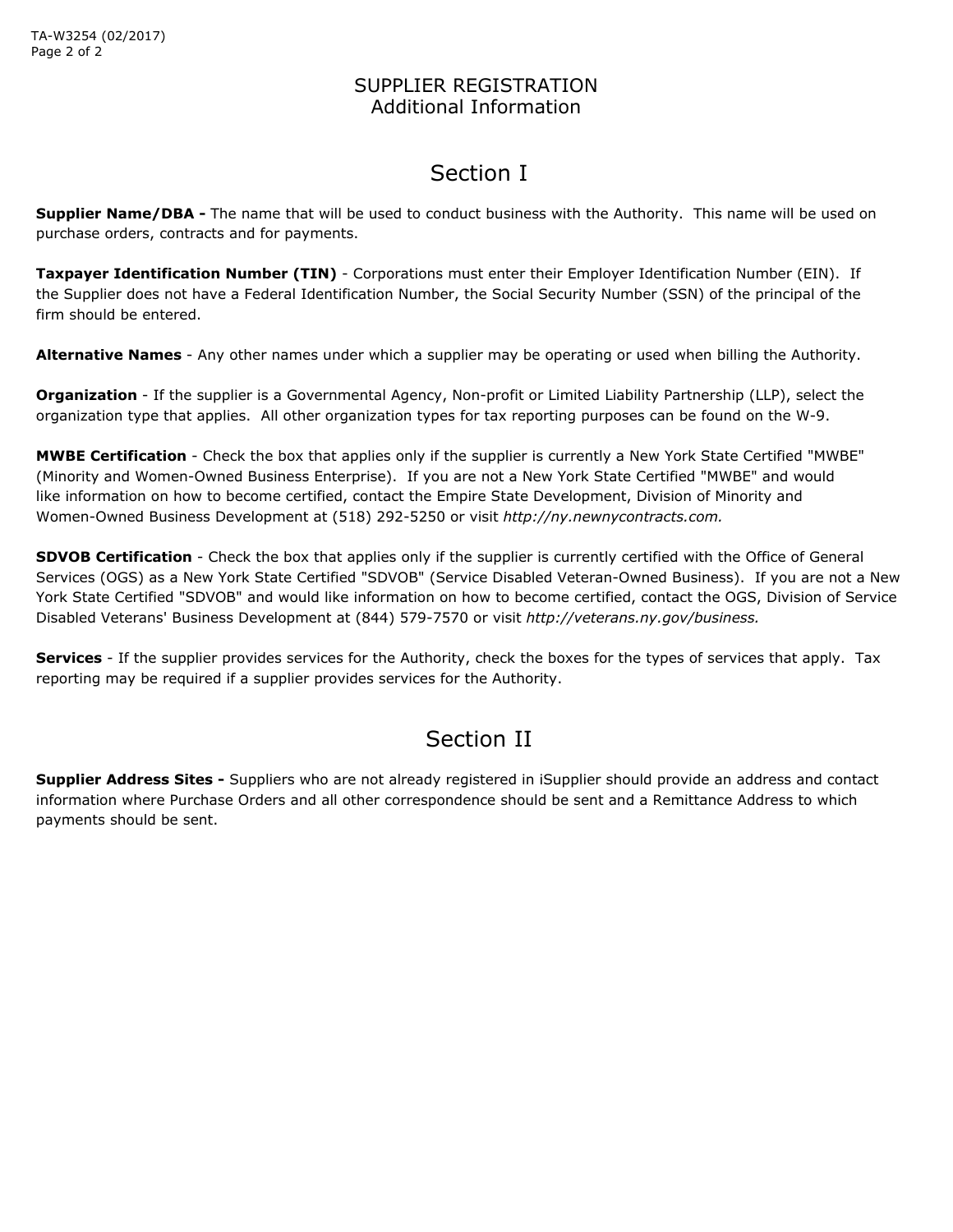# SUPPLIER REGISTRATION
## Additional Information

## Section I

**Supplier Name/DBA -** The name that will be used to conduct business with the Authority. This name will be used on purchase orders, contracts and for payments.

**Taxpayer Identification Number (TIN)** - Corporations must enter their Employer Identification Number (EIN). If the Supplier does not have a Federal Identification Number, the Social Security Number (SSN) of the principal of the firm should be entered.

**Alternative Names** - Any other names under which a supplier may be operating or used when billing the Authority.

**Organization** - If the supplier is a Governmental Agency, Non-profit or Limited Liability Partnership (LLP), select the organization type that applies. All other organization types for tax reporting purposes can be found on the W-9.

**MWBE Certification** - Check the box that applies only if the supplier is currently a New York State Certified "MWBE" (Minority and Women-Owned Business Enterprise). If you are not a New York State Certified "MWBE" and would like information on how to become certified, contact the Empire State Development, Division of Minority and Women-Owned Business Development at (518) 292-5250 or visit *http://ny.newnycontracts.com.*

**SDVOB Certification** - Check the box that applies only if the supplier is currently certified with the Office of General Services (OGS) as a New York State Certified "SDVOB" (Service Disabled Veteran-Owned Business). If you are not a New York State Certified "SDVOB" and would like information on how to become certified, contact the OGS, Division of Service Disabled Veterans' Business Development at (844) 579-7570 or visit *http://veterans.ny.gov/business.*

**Services** - If the supplier provides services for the Authority, check the boxes for the types of services that apply. Tax reporting may be required if a supplier provides services for the Authority.

## Section II

**Supplier Address Sites -** Suppliers who are not already registered in iSupplier should provide an address and contact information where Purchase Orders and all other correspondence should be sent and a Remittance Address to which payments should be sent.